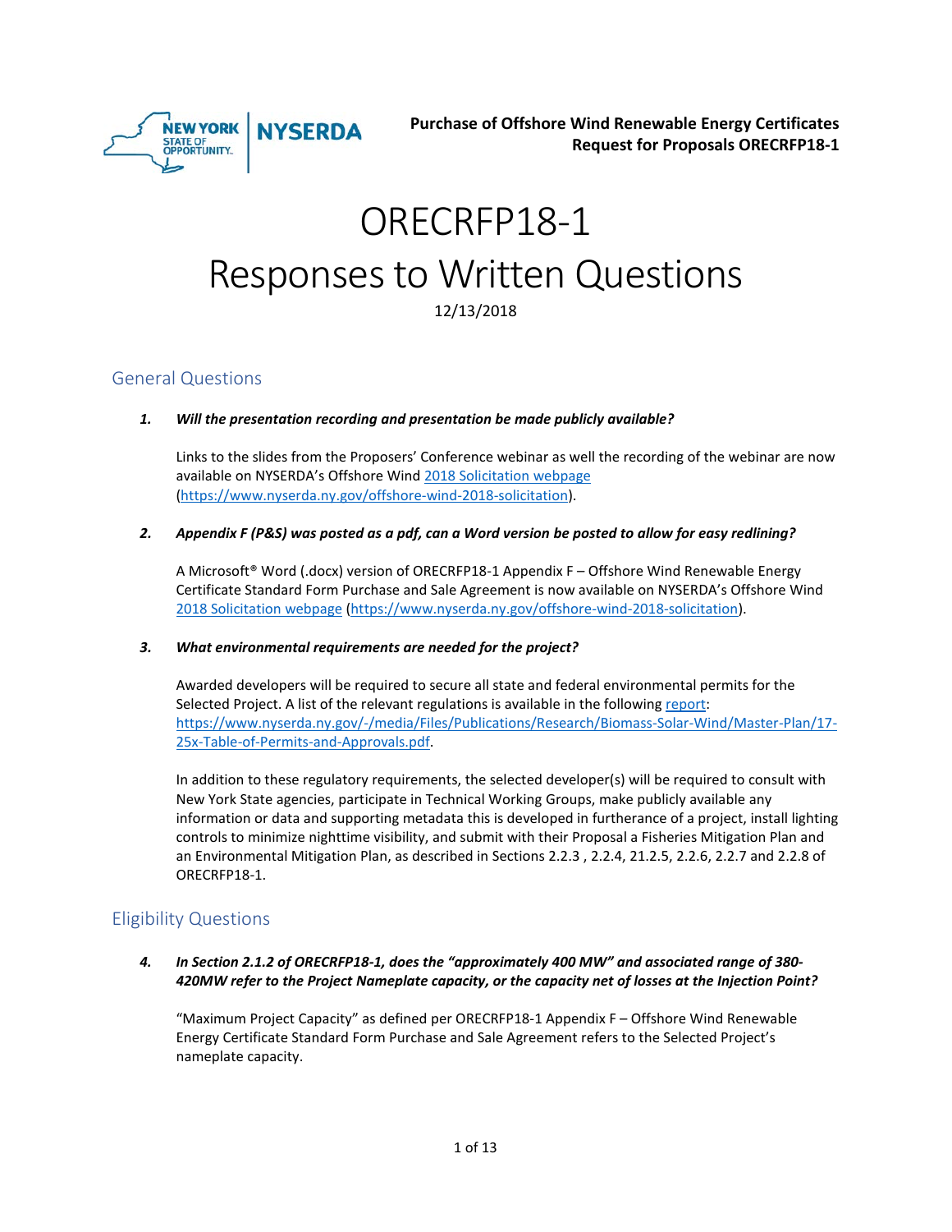Purchase of Offshore Wind Renewable Energy Certificates
Request for Proposals ORECRFP18-1

# ORECRFP18-1
# Responses to Written Questions

12/13/2018

## General Questions

1. ***Will the presentation recording and presentation be made publicly available?***

   Links to the slides from the Proposers' Conference webinar as well the recording of the webinar are now available on NYSERDA's Offshore Wind [2018 Solicitation webpage](https://www.nyserda.ny.gov/offshore-wind-2018-solicitation) (https://www.nyserda.ny.gov/offshore-wind-2018-solicitation).

2. ***Appendix F (P&S) was posted as a pdf, can a Word version be posted to allow for easy redlining?***

   A Microsoft® Word (.docx) version of ORECRFP18-1 Appendix F – Offshore Wind Renewable Energy Certificate Standard Form Purchase and Sale Agreement is now available on NYSERDA's Offshore Wind [2018 Solicitation webpage](https://www.nyserda.ny.gov/offshore-wind-2018-solicitation) (https://www.nyserda.ny.gov/offshore-wind-2018-solicitation).

3. ***What environmental requirements are needed for the project?***

   Awarded developers will be required to secure all state and federal environmental permits for the Selected Project. A list of the relevant regulations is available in the following [report](https://www.nyserda.ny.gov/-/media/Files/Publications/Research/Biomass-Solar-Wind/Master-Plan/17-25x-Table-of-Permits-and-Approvals.pdf): https://www.nyserda.ny.gov/-/media/Files/Publications/Research/Biomass-Solar-Wind/Master-Plan/17-25x-Table-of-Permits-and-Approvals.pdf.

   In addition to these regulatory requirements, the selected developer(s) will be required to consult with New York State agencies, participate in Technical Working Groups, make publicly available any information or data and supporting metadata this is developed in furtherance of a project, install lighting controls to minimize nighttime visibility, and submit with their Proposal a Fisheries Mitigation Plan and an Environmental Mitigation Plan, as described in Sections 2.2.3 , 2.2.4, 21.2.5, 2.2.6, 2.2.7 and 2.2.8 of ORECRFP18-1.

## Eligibility Questions

4. ***In Section 2.1.2 of ORECRFP18-1, does the "approximately 400 MW" and associated range of 380-420MW refer to the Project Nameplate capacity, or the capacity net of losses at the Injection Point?***

   "Maximum Project Capacity" as defined per ORECRFP18-1 Appendix F – Offshore Wind Renewable Energy Certificate Standard Form Purchase and Sale Agreement refers to the Selected Project's nameplate capacity.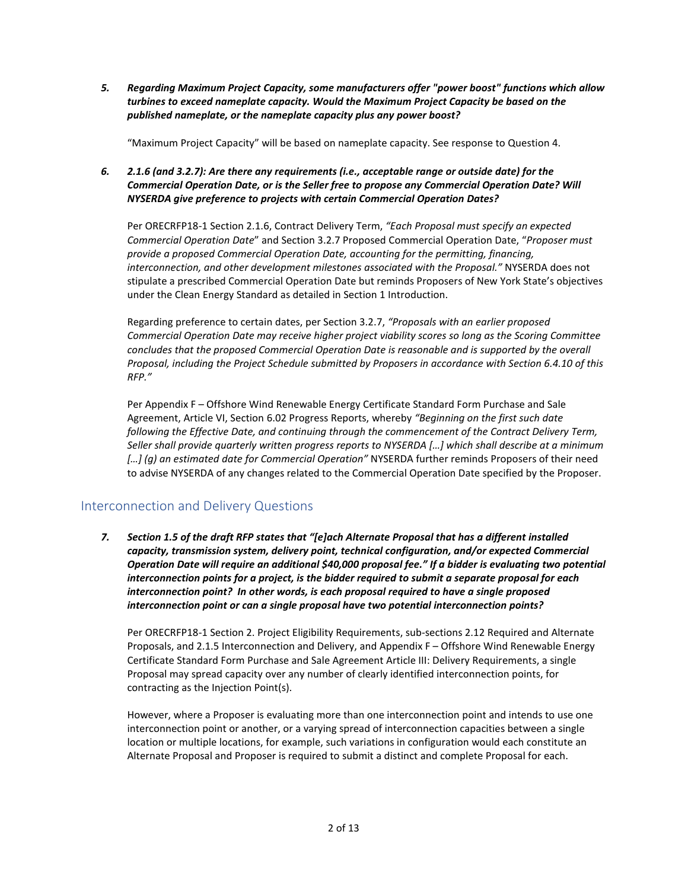*5. Regarding Maximum Project Capacity, some manufacturers offer "power boost" functions which allow turbines to exceed nameplate capacity. Would the Maximum Project Capacity be based on the published nameplate, or the nameplate capacity plus any power boost?*

"Maximum Project Capacity" will be based on nameplate capacity. See response to Question 4.

*6. 2.1.6 (and 3.2.7): Are there any requirements (i.e., acceptable range or outside date) for the Commercial Operation Date, or is the Seller free to propose any Commercial Operation Date? Will NYSERDA give preference to projects with certain Commercial Operation Dates?*

Per ORECRFP18-1 Section 2.1.6, Contract Delivery Term, *"Each Proposal must specify an expected Commercial Operation Date*" and Section 3.2.7 Proposed Commercial Operation Date, "*Proposer must provide a proposed Commercial Operation Date, accounting for the permitting, financing, interconnection, and other development milestones associated with the Proposal."* NYSERDA does not stipulate a prescribed Commercial Operation Date but reminds Proposers of New York State's objectives under the Clean Energy Standard as detailed in Section 1 Introduction.

Regarding preference to certain dates, per Section 3.2.7, *"Proposals with an earlier proposed Commercial Operation Date may receive higher project viability scores so long as the Scoring Committee concludes that the proposed Commercial Operation Date is reasonable and is supported by the overall Proposal, including the Project Schedule submitted by Proposers in accordance with Section 6.4.10 of this RFP."*

Per Appendix F – Offshore Wind Renewable Energy Certificate Standard Form Purchase and Sale Agreement, Article VI, Section 6.02 Progress Reports, whereby *"Beginning on the first such date following the Effective Date, and continuing through the commencement of the Contract Delivery Term, Seller shall provide quarterly written progress reports to NYSERDA […] which shall describe at a minimum […] (g) an estimated date for Commercial Operation"* NYSERDA further reminds Proposers of their need to advise NYSERDA of any changes related to the Commercial Operation Date specified by the Proposer.

## Interconnection and Delivery Questions

*7. Section 1.5 of the draft RFP states that "[e]ach Alternate Proposal that has a different installed capacity, transmission system, delivery point, technical configuration, and/or expected Commercial Operation Date will require an additional $40,000 proposal fee." If a bidder is evaluating two potential interconnection points for a project, is the bidder required to submit a separate proposal for each interconnection point? In other words, is each proposal required to have a single proposed interconnection point or can a single proposal have two potential interconnection points?*

Per ORECRFP18-1 Section 2. Project Eligibility Requirements, sub-sections 2.12 Required and Alternate Proposals, and 2.1.5 Interconnection and Delivery, and Appendix F – Offshore Wind Renewable Energy Certificate Standard Form Purchase and Sale Agreement Article III: Delivery Requirements, a single Proposal may spread capacity over any number of clearly identified interconnection points, for contracting as the Injection Point(s).

However, where a Proposer is evaluating more than one interconnection point and intends to use one interconnection point or another, or a varying spread of interconnection capacities between a single location or multiple locations, for example, such variations in configuration would each constitute an Alternate Proposal and Proposer is required to submit a distinct and complete Proposal for each.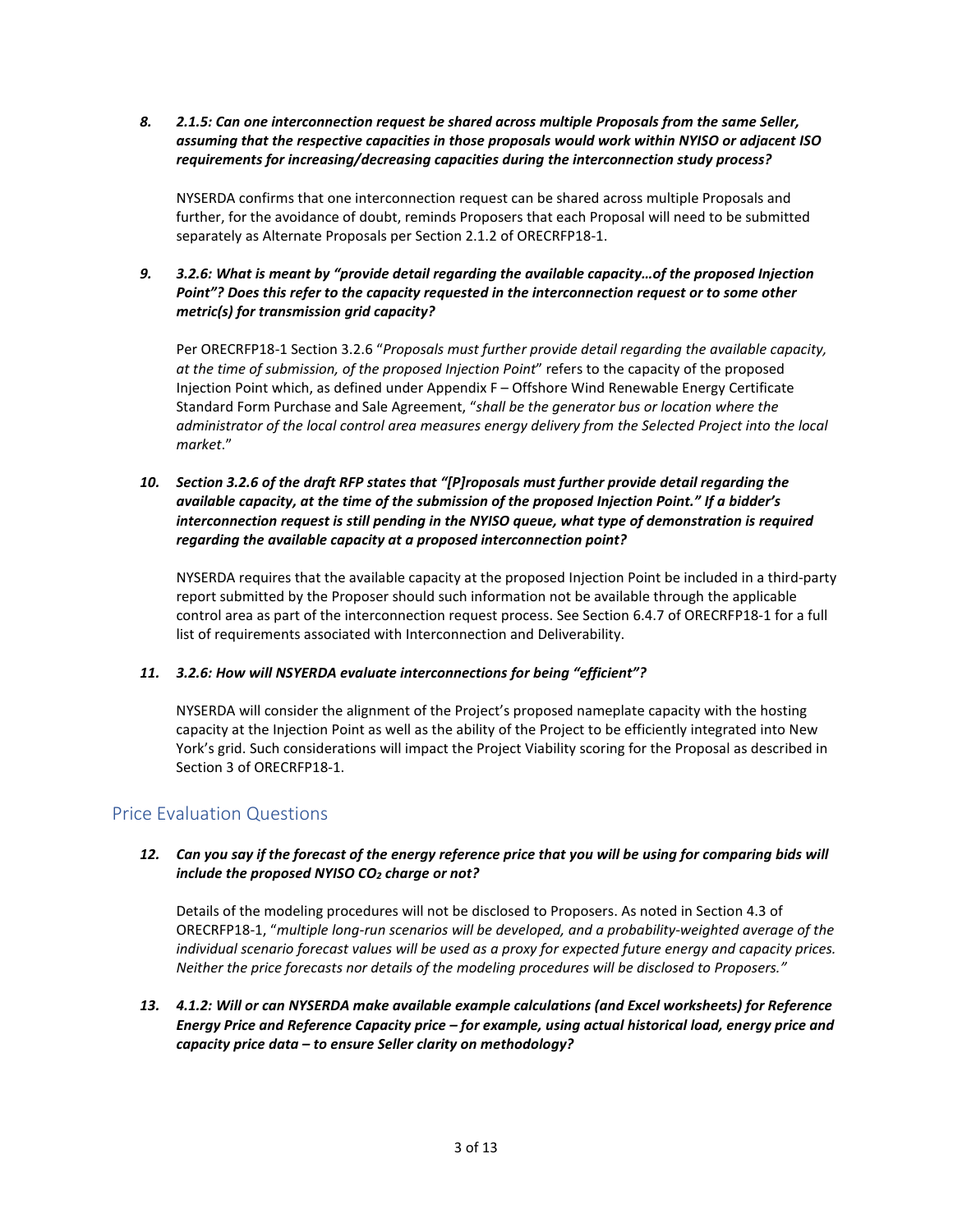*8. 2.1.5: Can one interconnection request be shared across multiple Proposals from the same Seller, assuming that the respective capacities in those proposals would work within NYISO or adjacent ISO requirements for increasing/decreasing capacities during the interconnection study process?*

NYSERDA confirms that one interconnection request can be shared across multiple Proposals and further, for the avoidance of doubt, reminds Proposers that each Proposal will need to be submitted separately as Alternate Proposals per Section 2.1.2 of ORECRFP18-1.

*9. 3.2.6: What is meant by "provide detail regarding the available capacity…of the proposed Injection Point"? Does this refer to the capacity requested in the interconnection request or to some other metric(s) for transmission grid capacity?*

Per ORECRFP18-1 Section 3.2.6 "*Proposals must further provide detail regarding the available capacity, at the time of submission, of the proposed Injection Point*" refers to the capacity of the proposed Injection Point which, as defined under Appendix F – Offshore Wind Renewable Energy Certificate Standard Form Purchase and Sale Agreement, "*shall be the generator bus or location where the administrator of the local control area measures energy delivery from the Selected Project into the local market*."

*10. Section 3.2.6 of the draft RFP states that "[P]roposals must further provide detail regarding the available capacity, at the time of the submission of the proposed Injection Point." If a bidder's interconnection request is still pending in the NYISO queue, what type of demonstration is required regarding the available capacity at a proposed interconnection point?*

NYSERDA requires that the available capacity at the proposed Injection Point be included in a third-party report submitted by the Proposer should such information not be available through the applicable control area as part of the interconnection request process. See Section 6.4.7 of ORECRFP18-1 for a full list of requirements associated with Interconnection and Deliverability.

*11. 3.2.6: How will NSYERDA evaluate interconnections for being "efficient"?*

NYSERDA will consider the alignment of the Project's proposed nameplate capacity with the hosting capacity at the Injection Point as well as the ability of the Project to be efficiently integrated into New York's grid. Such considerations will impact the Project Viability scoring for the Proposal as described in Section 3 of ORECRFP18-1.

## Price Evaluation Questions

*12. Can you say if the forecast of the energy reference price that you will be using for comparing bids will include the proposed NYISO $CO_2$ charge or not?*

Details of the modeling procedures will not be disclosed to Proposers. As noted in Section 4.3 of ORECRFP18-1, "*multiple long-run scenarios will be developed, and a probability-weighted average of the individual scenario forecast values will be used as a proxy for expected future energy and capacity prices. Neither the price forecasts nor details of the modeling procedures will be disclosed to Proposers."*

*13. 4.1.2: Will or can NYSERDA make available example calculations (and Excel worksheets) for Reference Energy Price and Reference Capacity price – for example, using actual historical load, energy price and capacity price data – to ensure Seller clarity on methodology?*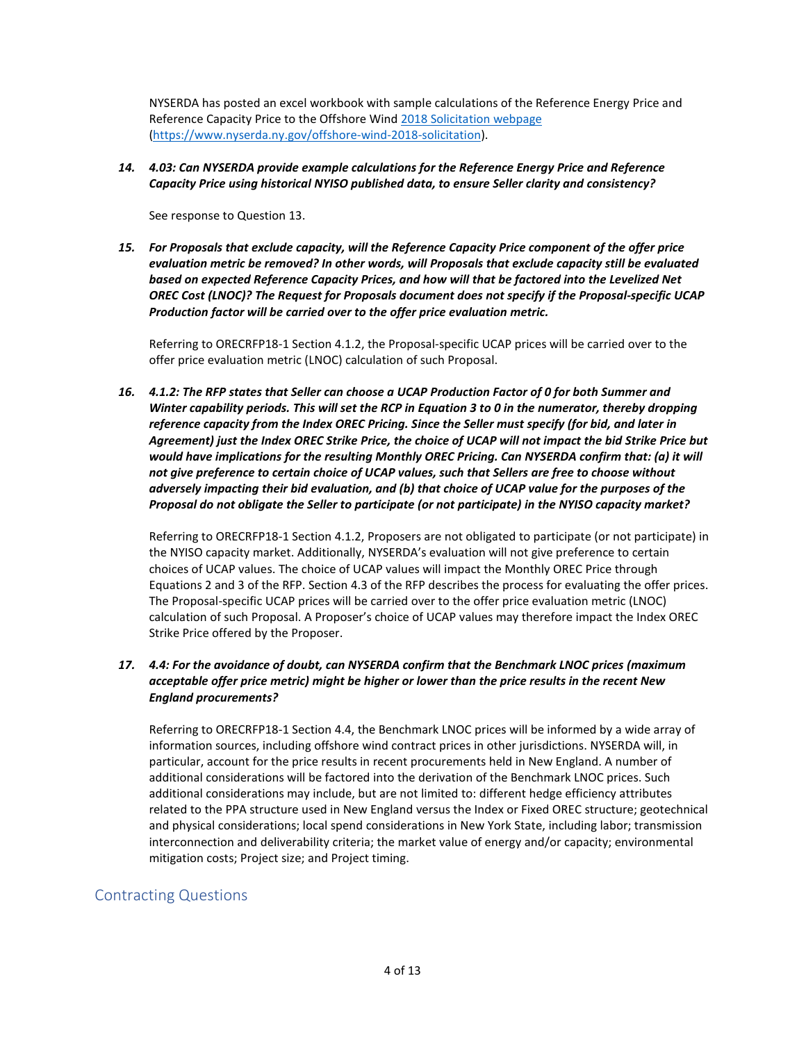NYSERDA has posted an excel workbook with sample calculations of the Reference Energy Price and Reference Capacity Price to the Offshore Wind [2018 Solicitation webpage](https://www.nyserda.ny.gov/offshore-wind-2018-solicitation) (https://www.nyserda.ny.gov/offshore-wind-2018-solicitation).

14. ***4.03: Can NYSERDA provide example calculations for the Reference Energy Price and Reference Capacity Price using historical NYISO published data, to ensure Seller clarity and consistency?***

    See response to Question 13.

15. ***For Proposals that exclude capacity, will the Reference Capacity Price component of the offer price evaluation metric be removed? In other words, will Proposals that exclude capacity still be evaluated based on expected Reference Capacity Prices, and how will that be factored into the Levelized Net OREC Cost (LNOC)? The Request for Proposals document does not specify if the Proposal-specific UCAP Production factor will be carried over to the offer price evaluation metric.***

    Referring to ORECRFP18-1 Section 4.1.2, the Proposal-specific UCAP prices will be carried over to the offer price evaluation metric (LNOC) calculation of such Proposal.

16. ***4.1.2: The RFP states that Seller can choose a UCAP Production Factor of 0 for both Summer and Winter capability periods. This will set the RCP in Equation 3 to 0 in the numerator, thereby dropping reference capacity from the Index OREC Pricing. Since the Seller must specify (for bid, and later in Agreement) just the Index OREC Strike Price, the choice of UCAP will not impact the bid Strike Price but would have implications for the resulting Monthly OREC Pricing. Can NYSERDA confirm that: (a) it will not give preference to certain choice of UCAP values, such that Sellers are free to choose without adversely impacting their bid evaluation, and (b) that choice of UCAP value for the purposes of the Proposal do not obligate the Seller to participate (or not participate) in the NYISO capacity market?***

    Referring to ORECRFP18-1 Section 4.1.2, Proposers are not obligated to participate (or not participate) in the NYISO capacity market. Additionally, NYSERDA's evaluation will not give preference to certain choices of UCAP values. The choice of UCAP values will impact the Monthly OREC Price through Equations 2 and 3 of the RFP. Section 4.3 of the RFP describes the process for evaluating the offer prices. The Proposal-specific UCAP prices will be carried over to the offer price evaluation metric (LNOC) calculation of such Proposal. A Proposer's choice of UCAP values may therefore impact the Index OREC Strike Price offered by the Proposer.

17. ***4.4: For the avoidance of doubt, can NYSERDA confirm that the Benchmark LNOC prices (maximum acceptable offer price metric) might be higher or lower than the price results in the recent New England procurements?***

    Referring to ORECRFP18-1 Section 4.4, the Benchmark LNOC prices will be informed by a wide array of information sources, including offshore wind contract prices in other jurisdictions. NYSERDA will, in particular, account for the price results in recent procurements held in New England. A number of additional considerations will be factored into the derivation of the Benchmark LNOC prices. Such additional considerations may include, but are not limited to: different hedge efficiency attributes related to the PPA structure used in New England versus the Index or Fixed OREC structure; geotechnical and physical considerations; local spend considerations in New York State, including labor; transmission interconnection and deliverability criteria; the market value of energy and/or capacity; environmental mitigation costs; Project size; and Project timing.

## Contracting Questions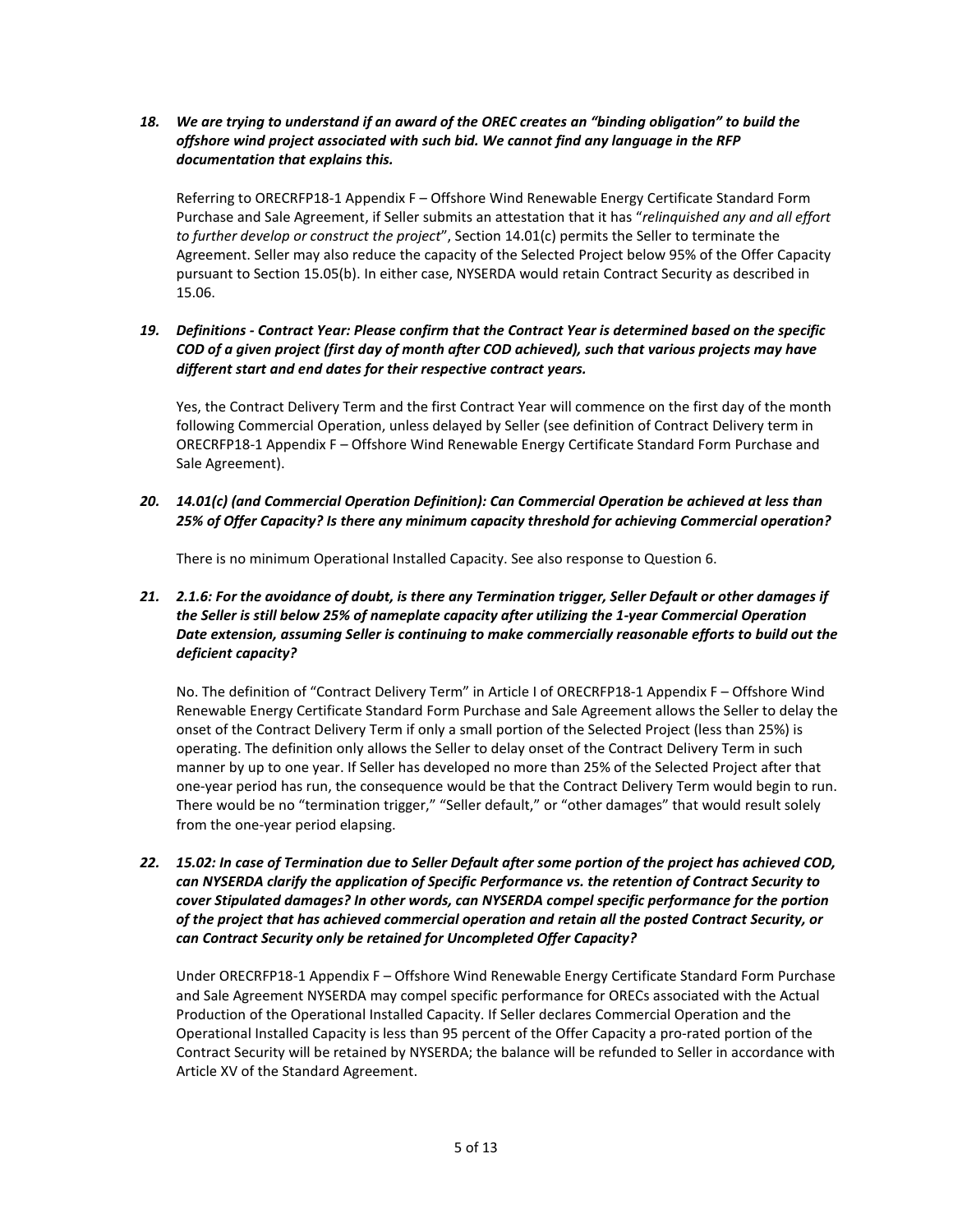***18. We are trying to understand if an award of the OREC creates an "binding obligation" to build the offshore wind project associated with such bid. We cannot find any language in the RFP documentation that explains this.***

Referring to ORECRFP18-1 Appendix F – Offshore Wind Renewable Energy Certificate Standard Form Purchase and Sale Agreement, if Seller submits an attestation that it has "*relinquished any and all effort to further develop or construct the project*", Section 14.01(c) permits the Seller to terminate the Agreement. Seller may also reduce the capacity of the Selected Project below 95% of the Offer Capacity pursuant to Section 15.05(b). In either case, NYSERDA would retain Contract Security as described in 15.06.

***19. Definitions - Contract Year: Please confirm that the Contract Year is determined based on the specific COD of a given project (first day of month after COD achieved), such that various projects may have different start and end dates for their respective contract years.***

Yes, the Contract Delivery Term and the first Contract Year will commence on the first day of the month following Commercial Operation, unless delayed by Seller (see definition of Contract Delivery term in ORECRFP18-1 Appendix F – Offshore Wind Renewable Energy Certificate Standard Form Purchase and Sale Agreement).

***20. 14.01(c) (and Commercial Operation Definition): Can Commercial Operation be achieved at less than 25% of Offer Capacity? Is there any minimum capacity threshold for achieving Commercial operation?***

There is no minimum Operational Installed Capacity. See also response to Question 6.

***21. 2.1.6: For the avoidance of doubt, is there any Termination trigger, Seller Default or other damages if the Seller is still below 25% of nameplate capacity after utilizing the 1-year Commercial Operation Date extension, assuming Seller is continuing to make commercially reasonable efforts to build out the deficient capacity?***

No. The definition of "Contract Delivery Term" in Article I of ORECRFP18-1 Appendix F – Offshore Wind Renewable Energy Certificate Standard Form Purchase and Sale Agreement allows the Seller to delay the onset of the Contract Delivery Term if only a small portion of the Selected Project (less than 25%) is operating. The definition only allows the Seller to delay onset of the Contract Delivery Term in such manner by up to one year. If Seller has developed no more than 25% of the Selected Project after that one-year period has run, the consequence would be that the Contract Delivery Term would begin to run. There would be no "termination trigger," "Seller default," or "other damages" that would result solely from the one-year period elapsing.

***22. 15.02: In case of Termination due to Seller Default after some portion of the project has achieved COD, can NYSERDA clarify the application of Specific Performance vs. the retention of Contract Security to cover Stipulated damages? In other words, can NYSERDA compel specific performance for the portion of the project that has achieved commercial operation and retain all the posted Contract Security, or can Contract Security only be retained for Uncompleted Offer Capacity?***

Under ORECRFP18-1 Appendix F – Offshore Wind Renewable Energy Certificate Standard Form Purchase and Sale Agreement NYSERDA may compel specific performance for ORECs associated with the Actual Production of the Operational Installed Capacity. If Seller declares Commercial Operation and the Operational Installed Capacity is less than 95 percent of the Offer Capacity a pro-rated portion of the Contract Security will be retained by NYSERDA; the balance will be refunded to Seller in accordance with Article XV of the Standard Agreement.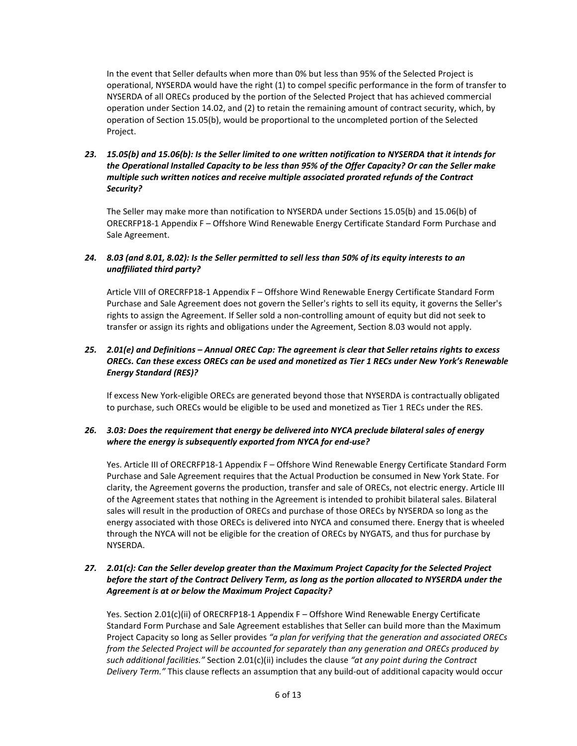In the event that Seller defaults when more than 0% but less than 95% of the Selected Project is operational, NYSERDA would have the right (1) to compel specific performance in the form of transfer to NYSERDA of all ORECs produced by the portion of the Selected Project that has achieved commercial operation under Section 14.02, and (2) to retain the remaining amount of contract security, which, by operation of Section 15.05(b), would be proportional to the uncompleted portion of the Selected Project.

***23. 15.05(b) and 15.06(b): Is the Seller limited to one written notification to NYSERDA that it intends for the Operational Installed Capacity to be less than 95% of the Offer Capacity? Or can the Seller make multiple such written notices and receive multiple associated prorated refunds of the Contract Security?***

The Seller may make more than notification to NYSERDA under Sections 15.05(b) and 15.06(b) of ORECRFP18-1 Appendix F – Offshore Wind Renewable Energy Certificate Standard Form Purchase and Sale Agreement.

***24. 8.03 (and 8.01, 8.02): Is the Seller permitted to sell less than 50% of its equity interests to an unaffiliated third party?***

Article VIII of ORECRFP18-1 Appendix F – Offshore Wind Renewable Energy Certificate Standard Form Purchase and Sale Agreement does not govern the Seller's rights to sell its equity, it governs the Seller's rights to assign the Agreement. If Seller sold a non-controlling amount of equity but did not seek to transfer or assign its rights and obligations under the Agreement, Section 8.03 would not apply.

***25. 2.01(e) and Definitions – Annual OREC Cap: The agreement is clear that Seller retains rights to excess ORECs. Can these excess ORECs can be used and monetized as Tier 1 RECs under New York's Renewable Energy Standard (RES)?***

If excess New York-eligible ORECs are generated beyond those that NYSERDA is contractually obligated to purchase, such ORECs would be eligible to be used and monetized as Tier 1 RECs under the RES.

***26. 3.03: Does the requirement that energy be delivered into NYCA preclude bilateral sales of energy where the energy is subsequently exported from NYCA for end-use?***

Yes. Article III of ORECRFP18-1 Appendix F – Offshore Wind Renewable Energy Certificate Standard Form Purchase and Sale Agreement requires that the Actual Production be consumed in New York State. For clarity, the Agreement governs the production, transfer and sale of ORECs, not electric energy. Article III of the Agreement states that nothing in the Agreement is intended to prohibit bilateral sales. Bilateral sales will result in the production of ORECs and purchase of those ORECs by NYSERDA so long as the energy associated with those ORECs is delivered into NYCA and consumed there. Energy that is wheeled through the NYCA will not be eligible for the creation of ORECs by NYGATS, and thus for purchase by NYSERDA.

***27. 2.01(c): Can the Seller develop greater than the Maximum Project Capacity for the Selected Project before the start of the Contract Delivery Term, as long as the portion allocated to NYSERDA under the Agreement is at or below the Maximum Project Capacity?***

Yes. Section 2.01(c)(ii) of ORECRFP18-1 Appendix F – Offshore Wind Renewable Energy Certificate Standard Form Purchase and Sale Agreement establishes that Seller can build more than the Maximum Project Capacity so long as Seller provides *"a plan for verifying that the generation and associated ORECs from the Selected Project will be accounted for separately than any generation and ORECs produced by such additional facilities."* Section 2.01(c)(ii) includes the clause *"at any point during the Contract Delivery Term."* This clause reflects an assumption that any build-out of additional capacity would occur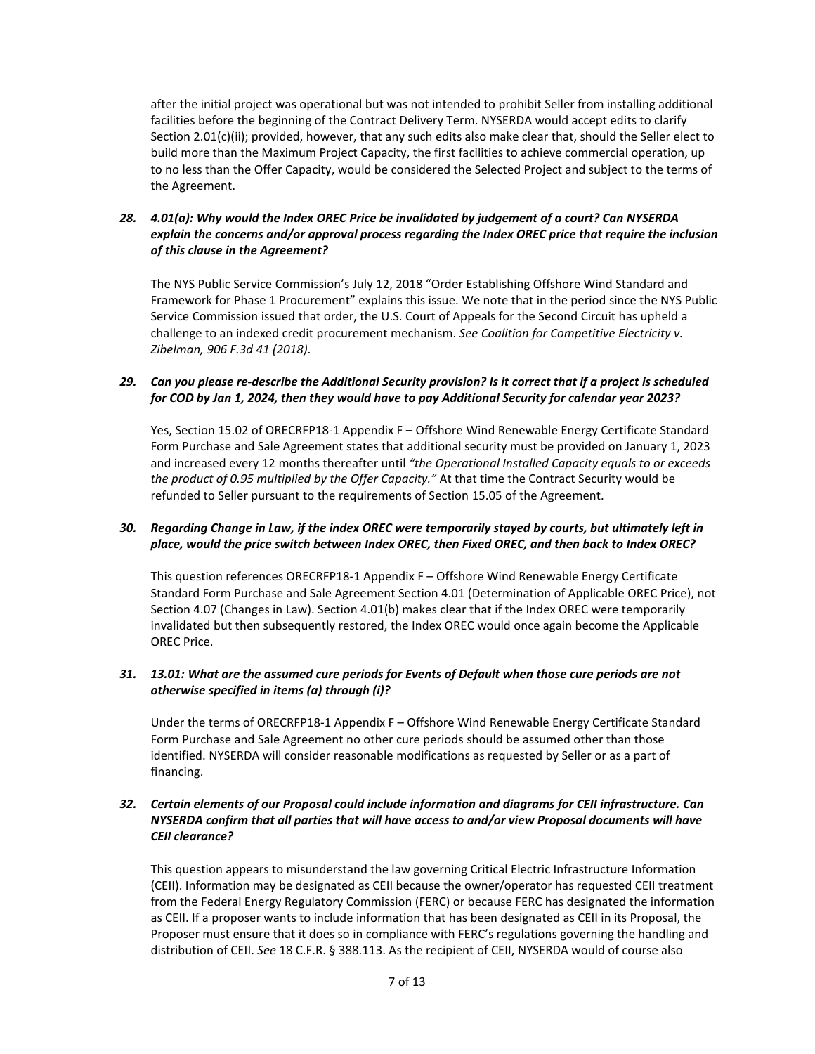after the initial project was operational but was not intended to prohibit Seller from installing additional facilities before the beginning of the Contract Delivery Term. NYSERDA would accept edits to clarify Section 2.01(c)(ii); provided, however, that any such edits also make clear that, should the Seller elect to build more than the Maximum Project Capacity, the first facilities to achieve commercial operation, up to no less than the Offer Capacity, would be considered the Selected Project and subject to the terms of the Agreement.

***28. 4.01(a): Why would the Index OREC Price be invalidated by judgement of a court? Can NYSERDA explain the concerns and/or approval process regarding the Index OREC price that require the inclusion of this clause in the Agreement?***

The NYS Public Service Commission's July 12, 2018 "Order Establishing Offshore Wind Standard and Framework for Phase 1 Procurement" explains this issue. We note that in the period since the NYS Public Service Commission issued that order, the U.S. Court of Appeals for the Second Circuit has upheld a challenge to an indexed credit procurement mechanism. *See Coalition for Competitive Electricity v. Zibelman, 906 F.3d 41 (2018)*.

***29. Can you please re-describe the Additional Security provision? Is it correct that if a project is scheduled for COD by Jan 1, 2024, then they would have to pay Additional Security for calendar year 2023?***

Yes, Section 15.02 of ORECRFP18-1 Appendix F – Offshore Wind Renewable Energy Certificate Standard Form Purchase and Sale Agreement states that additional security must be provided on January 1, 2023 and increased every 12 months thereafter until *"the Operational Installed Capacity equals to or exceeds the product of 0.95 multiplied by the Offer Capacity."* At that time the Contract Security would be refunded to Seller pursuant to the requirements of Section 15.05 of the Agreement.

***30. Regarding Change in Law, if the index OREC were temporarily stayed by courts, but ultimately left in place, would the price switch between Index OREC, then Fixed OREC, and then back to Index OREC?***

This question references ORECRFP18-1 Appendix F – Offshore Wind Renewable Energy Certificate Standard Form Purchase and Sale Agreement Section 4.01 (Determination of Applicable OREC Price), not Section 4.07 (Changes in Law). Section 4.01(b) makes clear that if the Index OREC were temporarily invalidated but then subsequently restored, the Index OREC would once again become the Applicable OREC Price.

***31. 13.01: What are the assumed cure periods for Events of Default when those cure periods are not otherwise specified in items (a) through (i)?***

Under the terms of ORECRFP18-1 Appendix F – Offshore Wind Renewable Energy Certificate Standard Form Purchase and Sale Agreement no other cure periods should be assumed other than those identified. NYSERDA will consider reasonable modifications as requested by Seller or as a part of financing.

***32. Certain elements of our Proposal could include information and diagrams for CEII infrastructure. Can NYSERDA confirm that all parties that will have access to and/or view Proposal documents will have CEII clearance?***

This question appears to misunderstand the law governing Critical Electric Infrastructure Information (CEII). Information may be designated as CEII because the owner/operator has requested CEII treatment from the Federal Energy Regulatory Commission (FERC) or because FERC has designated the information as CEII. If a proposer wants to include information that has been designated as CEII in its Proposal, the Proposer must ensure that it does so in compliance with FERC's regulations governing the handling and distribution of CEII. *See* 18 C.F.R. § 388.113. As the recipient of CEII, NYSERDA would of course also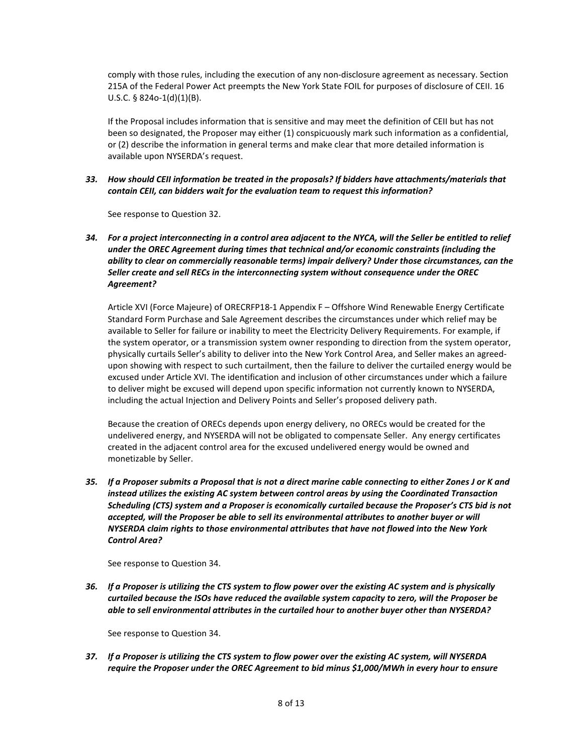comply with those rules, including the execution of any non-disclosure agreement as necessary. Section 215A of the Federal Power Act preempts the New York State FOIL for purposes of disclosure of CEII. 16 U.S.C. § 824o-1(d)(1)(B).

If the Proposal includes information that is sensitive and may meet the definition of CEII but has not been so designated, the Proposer may either (1) conspicuously mark such information as a confidential, or (2) describe the information in general terms and make clear that more detailed information is available upon NYSERDA's request.

***33. How should CEII information be treated in the proposals? If bidders have attachments/materials that contain CEII, can bidders wait for the evaluation team to request this information?***

See response to Question 32.

***34. For a project interconnecting in a control area adjacent to the NYCA, will the Seller be entitled to relief under the OREC Agreement during times that technical and/or economic constraints (including the ability to clear on commercially reasonable terms) impair delivery? Under those circumstances, can the Seller create and sell RECs in the interconnecting system without consequence under the OREC Agreement?***

Article XVI (Force Majeure) of ORECRFP18-1 Appendix F – Offshore Wind Renewable Energy Certificate Standard Form Purchase and Sale Agreement describes the circumstances under which relief may be available to Seller for failure or inability to meet the Electricity Delivery Requirements. For example, if the system operator, or a transmission system owner responding to direction from the system operator, physically curtails Seller's ability to deliver into the New York Control Area, and Seller makes an agreed-upon showing with respect to such curtailment, then the failure to deliver the curtailed energy would be excused under Article XVI. The identification and inclusion of other circumstances under which a failure to deliver might be excused will depend upon specific information not currently known to NYSERDA, including the actual Injection and Delivery Points and Seller's proposed delivery path.

Because the creation of ORECs depends upon energy delivery, no ORECs would be created for the undelivered energy, and NYSERDA will not be obligated to compensate Seller. Any energy certificates created in the adjacent control area for the excused undelivered energy would be owned and monetizable by Seller.

***35. If a Proposer submits a Proposal that is not a direct marine cable connecting to either Zones J or K and instead utilizes the existing AC system between control areas by using the Coordinated Transaction Scheduling (CTS) system and a Proposer is economically curtailed because the Proposer's CTS bid is not accepted, will the Proposer be able to sell its environmental attributes to another buyer or will NYSERDA claim rights to those environmental attributes that have not flowed into the New York Control Area?***

See response to Question 34.

***36. If a Proposer is utilizing the CTS system to flow power over the existing AC system and is physically curtailed because the ISOs have reduced the available system capacity to zero, will the Proposer be able to sell environmental attributes in the curtailed hour to another buyer other than NYSERDA?***

See response to Question 34.

***37. If a Proposer is utilizing the CTS system to flow power over the existing AC system, will NYSERDA require the Proposer under the OREC Agreement to bid minus $1,000/MWh in every hour to ensure***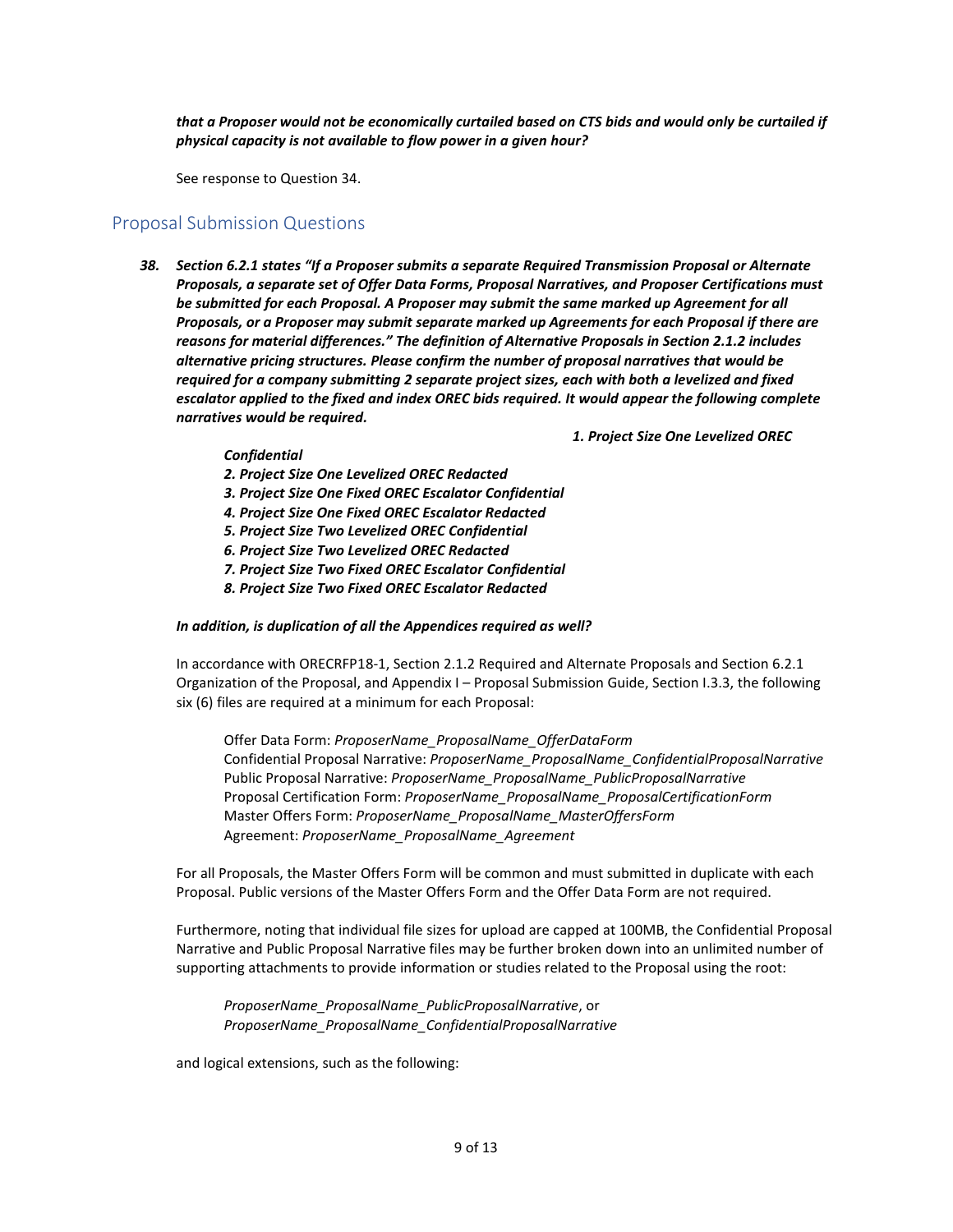***that a Proposer would not be economically curtailed based on CTS bids and would only be curtailed if physical capacity is not available to flow power in a given hour?***

See response to Question 34.

## Proposal Submission Questions

**38.** ***Section 6.2.1 states "If a Proposer submits a separate Required Transmission Proposal or Alternate Proposals, a separate set of Offer Data Forms, Proposal Narratives, and Proposer Certifications must be submitted for each Proposal. A Proposer may submit the same marked up Agreement for all Proposals, or a Proposer may submit separate marked up Agreements for each Proposal if there are reasons for material differences." The definition of Alternative Proposals in Section 2.1.2 includes alternative pricing structures. Please confirm the number of proposal narratives that would be required for a company submitting 2 separate project sizes, each with both a levelized and fixed escalator applied to the fixed and index OREC bids required. It would appear the following complete narratives would be required.***

***1. Project Size One Levelized OREC Confidential***
***2. Project Size One Levelized OREC Redacted***
***3. Project Size One Fixed OREC Escalator Confidential***
***4. Project Size One Fixed OREC Escalator Redacted***
***5. Project Size Two Levelized OREC Confidential***
***6. Project Size Two Levelized OREC Redacted***
***7. Project Size Two Fixed OREC Escalator Confidential***
***8. Project Size Two Fixed OREC Escalator Redacted***

***In addition, is duplication of all the Appendices required as well?***

In accordance with ORECRFP18-1, Section 2.1.2 Required and Alternate Proposals and Section 6.2.1 Organization of the Proposal, and Appendix I – Proposal Submission Guide, Section I.3.3, the following six (6) files are required at a minimum for each Proposal:

Offer Data Form: *ProposerName_ProposalName_OfferDataForm*
Confidential Proposal Narrative: *ProposerName_ProposalName_ConfidentialProposalNarrative*
Public Proposal Narrative: *ProposerName_ProposalName_PublicProposalNarrative*
Proposal Certification Form: *ProposerName_ProposalName_ProposalCertificationForm*
Master Offers Form: *ProposerName_ProposalName_MasterOffersForm*
Agreement: *ProposerName_ProposalName_Agreement*

For all Proposals, the Master Offers Form will be common and must submitted in duplicate with each Proposal. Public versions of the Master Offers Form and the Offer Data Form are not required.

Furthermore, noting that individual file sizes for upload are capped at 100MB, the Confidential Proposal Narrative and Public Proposal Narrative files may be further broken down into an unlimited number of supporting attachments to provide information or studies related to the Proposal using the root:

*ProposerName_ProposalName_PublicProposalNarrative*, or
*ProposerName_ProposalName_ConfidentialProposalNarrative*

and logical extensions, such as the following: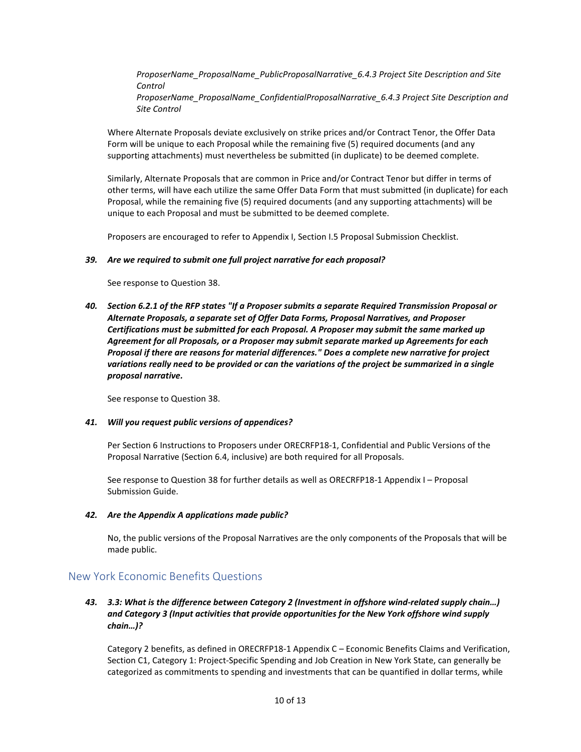*ProposerName_ProposalName_PublicProposalNarrative_6.4.3 Project Site Description and Site Control*
*ProposerName_ProposalName_ConfidentialProposalNarrative_6.4.3 Project Site Description and Site Control*

Where Alternate Proposals deviate exclusively on strike prices and/or Contract Tenor, the Offer Data Form will be unique to each Proposal while the remaining five (5) required documents (and any supporting attachments) must nevertheless be submitted (in duplicate) to be deemed complete.

Similarly, Alternate Proposals that are common in Price and/or Contract Tenor but differ in terms of other terms, will have each utilize the same Offer Data Form that must submitted (in duplicate) for each Proposal, while the remaining five (5) required documents (and any supporting attachments) will be unique to each Proposal and must be submitted to be deemed complete.

Proposers are encouraged to refer to Appendix I, Section I.5 Proposal Submission Checklist.

***39. Are we required to submit one full project narrative for each proposal?***

See response to Question 38.

***40. Section 6.2.1 of the RFP states "If a Proposer submits a separate Required Transmission Proposal or Alternate Proposals, a separate set of Offer Data Forms, Proposal Narratives, and Proposer Certifications must be submitted for each Proposal. A Proposer may submit the same marked up Agreement for all Proposals, or a Proposer may submit separate marked up Agreements for each Proposal if there are reasons for material differences." Does a complete new narrative for project variations really need to be provided or can the variations of the project be summarized in a single proposal narrative.***

See response to Question 38.

***41. Will you request public versions of appendices?***

Per Section 6 Instructions to Proposers under ORECRFP18-1, Confidential and Public Versions of the Proposal Narrative (Section 6.4, inclusive) are both required for all Proposals.

See response to Question 38 for further details as well as ORECRFP18-1 Appendix I – Proposal Submission Guide.

***42. Are the Appendix A applications made public?***

No, the public versions of the Proposal Narratives are the only components of the Proposals that will be made public.

## New York Economic Benefits Questions

***43. 3.3: What is the difference between Category 2 (Investment in offshore wind-related supply chain…) and Category 3 (Input activities that provide opportunities for the New York offshore wind supply chain…)?***

Category 2 benefits, as defined in ORECRFP18-1 Appendix C – Economic Benefits Claims and Verification, Section C1, Category 1: Project-Specific Spending and Job Creation in New York State, can generally be categorized as commitments to spending and investments that can be quantified in dollar terms, while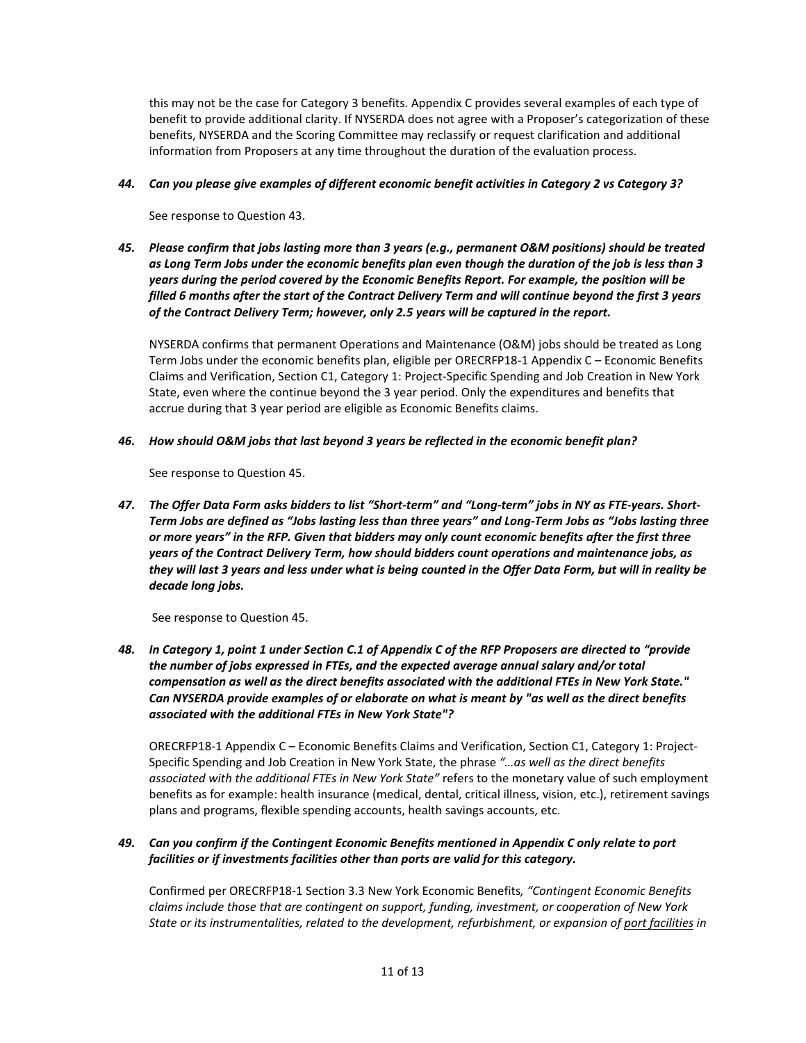this may not be the case for Category 3 benefits. Appendix C provides several examples of each type of benefit to provide additional clarity. If NYSERDA does not agree with a Proposer's categorization of these benefits, NYSERDA and the Scoring Committee may reclassify or request clarification and additional information from Proposers at any time throughout the duration of the evaluation process.

***44. Can you please give examples of different economic benefit activities in Category 2 vs Category 3?***

See response to Question 43.

***45. Please confirm that jobs lasting more than 3 years (e.g., permanent O&M positions) should be treated as Long Term Jobs under the economic benefits plan even though the duration of the job is less than 3 years during the period covered by the Economic Benefits Report. For example, the position will be filled 6 months after the start of the Contract Delivery Term and will continue beyond the first 3 years of the Contract Delivery Term; however, only 2.5 years will be captured in the report.***

NYSERDA confirms that permanent Operations and Maintenance (O&M) jobs should be treated as Long Term Jobs under the economic benefits plan, eligible per ORECRFP18-1 Appendix C – Economic Benefits Claims and Verification, Section C1, Category 1: Project-Specific Spending and Job Creation in New York State, even where the continue beyond the 3 year period. Only the expenditures and benefits that accrue during that 3 year period are eligible as Economic Benefits claims.

***46. How should O&M jobs that last beyond 3 years be reflected in the economic benefit plan?***

See response to Question 45.

***47. The Offer Data Form asks bidders to list "Short-term" and "Long-term" jobs in NY as FTE-years. Short-Term Jobs are defined as "Jobs lasting less than three years" and Long-Term Jobs as "Jobs lasting three or more years" in the RFP. Given that bidders may only count economic benefits after the first three years of the Contract Delivery Term, how should bidders count operations and maintenance jobs, as they will last 3 years and less under what is being counted in the Offer Data Form, but will in reality be decade long jobs.***

See response to Question 45.

***48. In Category 1, point 1 under Section C.1 of Appendix C of the RFP Proposers are directed to "provide the number of jobs expressed in FTEs, and the expected average annual salary and/or total compensation as well as the direct benefits associated with the additional FTEs in New York State." Can NYSERDA provide examples of or elaborate on what is meant by "as well as the direct benefits associated with the additional FTEs in New York State"?***

ORECRFP18-1 Appendix C – Economic Benefits Claims and Verification, Section C1, Category 1: Project-Specific Spending and Job Creation in New York State, the phrase *"…as well as the direct benefits associated with the additional FTEs in New York State"* refers to the monetary value of such employment benefits as for example: health insurance (medical, dental, critical illness, vision, etc.), retirement savings plans and programs, flexible spending accounts, health savings accounts, etc.

***49. Can you confirm if the Contingent Economic Benefits mentioned in Appendix C only relate to port facilities or if investments facilities other than ports are valid for this category.***

Confirmed per ORECRFP18-1 Section 3.3 New York Economic Benefits, *"Contingent Economic Benefits claims include those that are contingent on support, funding, investment, or cooperation of New York State or its instrumentalities, related to the development, refurbishment, or expansion of port facilities in*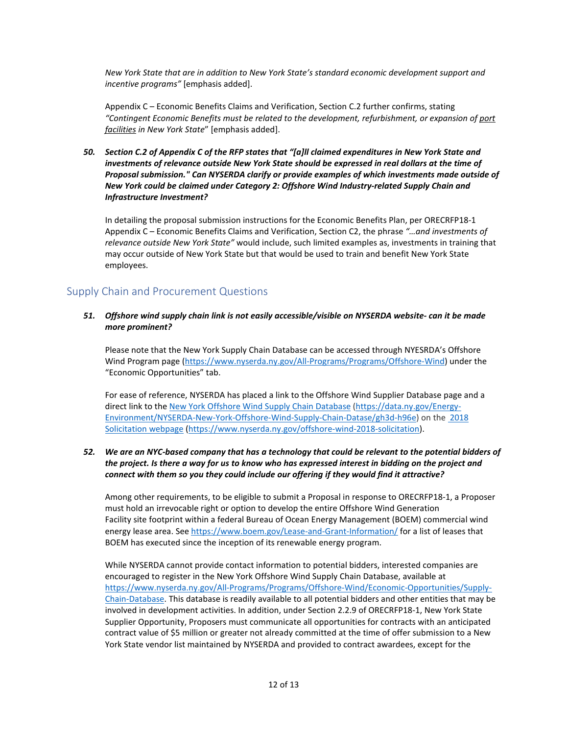*New York State that are in addition to New York State's standard economic development support and incentive programs"* [emphasis added].

Appendix C – Economic Benefits Claims and Verification, Section C.2 further confirms, stating *"Contingent Economic Benefits must be related to the development, refurbishment, or expansion of port facilities in New York State"* [emphasis added].

***50. Section C.2 of Appendix C of the RFP states that "[a]ll claimed expenditures in New York State and investments of relevance outside New York State should be expressed in real dollars at the time of Proposal submission." Can NYSERDA clarify or provide examples of which investments made outside of New York could be claimed under Category 2: Offshore Wind Industry-related Supply Chain and Infrastructure Investment?***

In detailing the proposal submission instructions for the Economic Benefits Plan, per ORECRFP18-1 Appendix C – Economic Benefits Claims and Verification, Section C2, the phrase *"…and investments of relevance outside New York State"* would include, such limited examples as, investments in training that may occur outside of New York State but that would be used to train and benefit New York State employees.

## Supply Chain and Procurement Questions

***51. Offshore wind supply chain link is not easily accessible/visible on NYSERDA website- can it be made more prominent?***

Please note that the New York Supply Chain Database can be accessed through NYESRDA's Offshore Wind Program page (https://www.nyserda.ny.gov/All-Programs/Programs/Offshore-Wind) under the "Economic Opportunities" tab.

For ease of reference, NYSERDA has placed a link to the Offshore Wind Supplier Database page and a direct link to the New York Offshore Wind Supply Chain Database (https://data.ny.gov/Energy-Environment/NYSERDA-New-York-Offshore-Wind-Supply-Chain-Datase/gh3d-h96e) on the 2018 Solicitation webpage (https://www.nyserda.ny.gov/offshore-wind-2018-solicitation).

***52. We are an NYC-based company that has a technology that could be relevant to the potential bidders of the project. Is there a way for us to know who has expressed interest in bidding on the project and connect with them so you they could include our offering if they would find it attractive?***

Among other requirements, to be eligible to submit a Proposal in response to ORECRFP18-1, a Proposer must hold an irrevocable right or option to develop the entire Offshore Wind Generation Facility site footprint within a federal Bureau of Ocean Energy Management (BOEM) commercial wind energy lease area. See https://www.boem.gov/Lease-and-Grant-Information/ for a list of leases that BOEM has executed since the inception of its renewable energy program.

While NYSERDA cannot provide contact information to potential bidders, interested companies are encouraged to register in the New York Offshore Wind Supply Chain Database, available at https://www.nyserda.ny.gov/All-Programs/Programs/Offshore-Wind/Economic-Opportunities/Supply-Chain-Database. This database is readily available to all potential bidders and other entities that may be involved in development activities. In addition, under Section 2.2.9 of ORECRFP18-1, New York State Supplier Opportunity, Proposers must communicate all opportunities for contracts with an anticipated contract value of $5 million or greater not already committed at the time of offer submission to a New York State vendor list maintained by NYSERDA and provided to contract awardees, except for the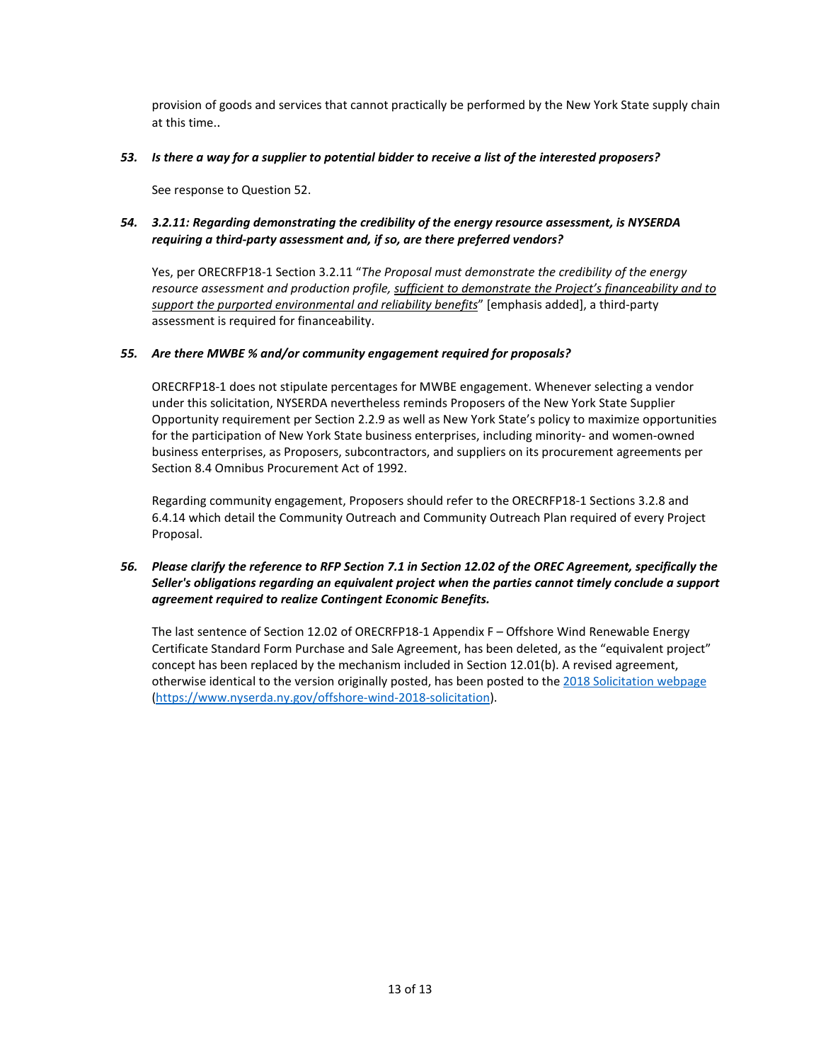provision of goods and services that cannot practically be performed by the New York State supply chain at this time..

***53. Is there a way for a supplier to potential bidder to receive a list of the interested proposers?***

See response to Question 52.

***54. 3.2.11: Regarding demonstrating the credibility of the energy resource assessment, is NYSERDA requiring a third-party assessment and, if so, are there preferred vendors?***

Yes, per ORECRFP18-1 Section 3.2.11 "*The Proposal must demonstrate the credibility of the energy resource assessment and production profile, <u>sufficient to demonstrate the Project's financeability and to support the purported environmental and reliability benefits</u>*" [emphasis added], a third-party assessment is required for financeability.

***55. Are there MWBE % and/or community engagement required for proposals?***

ORECRFP18-1 does not stipulate percentages for MWBE engagement. Whenever selecting a vendor under this solicitation, NYSERDA nevertheless reminds Proposers of the New York State Supplier Opportunity requirement per Section 2.2.9 as well as New York State's policy to maximize opportunities for the participation of New York State business enterprises, including minority- and women-owned business enterprises, as Proposers, subcontractors, and suppliers on its procurement agreements per Section 8.4 Omnibus Procurement Act of 1992.

Regarding community engagement, Proposers should refer to the ORECRFP18-1 Sections 3.2.8 and 6.4.14 which detail the Community Outreach and Community Outreach Plan required of every Project Proposal.

***56. Please clarify the reference to RFP Section 7.1 in Section 12.02 of the OREC Agreement, specifically the Seller's obligations regarding an equivalent project when the parties cannot timely conclude a support agreement required to realize Contingent Economic Benefits.***

The last sentence of Section 12.02 of ORECRFP18-1 Appendix F – Offshore Wind Renewable Energy Certificate Standard Form Purchase and Sale Agreement, has been deleted, as the "equivalent project" concept has been replaced by the mechanism included in Section 12.01(b). A revised agreement, otherwise identical to the version originally posted, has been posted to the [2018 Solicitation webpage](https://www.nyserda.ny.gov/offshore-wind-2018-solicitation) (https://www.nyserda.ny.gov/offshore-wind-2018-solicitation).